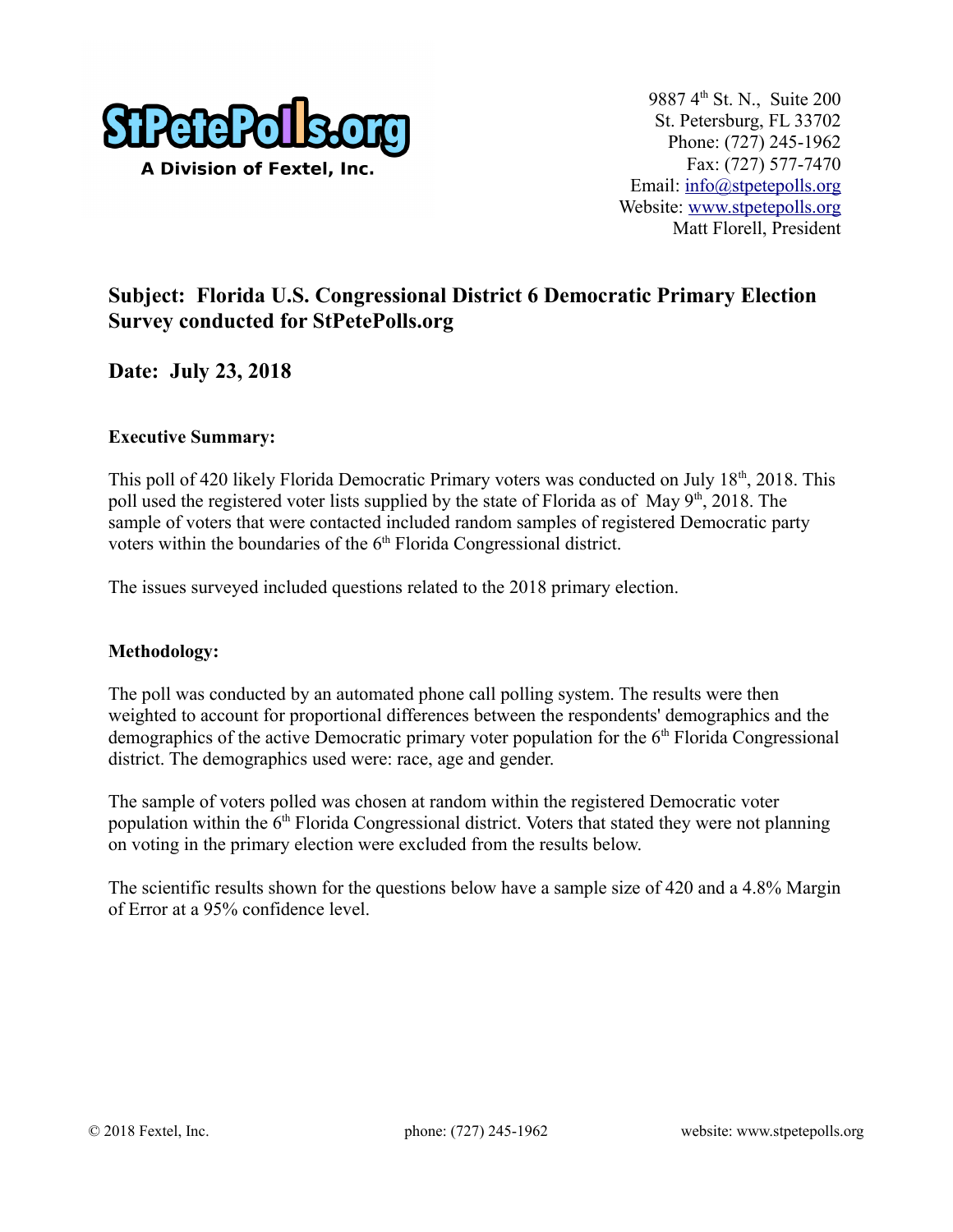StPetePolls.org

A Division of Fextel, Inc.

9887 4th St. N., Suite 200
St. Petersburg, FL 33702
Phone: (727) 245-1962
Fax: (727) 577-7470
Email: info@stpetepolls.org
Website: www.stpetepolls.org
Matt Florell, President

## Subject: Florida U.S. Congressional District 6 Democratic Primary Election Survey conducted for StPetePolls.org

## Date: July 23, 2018

**Executive Summary:**

This poll of 420 likely Florida Democratic Primary voters was conducted on July 18th, 2018. This poll used the registered voter lists supplied by the state of Florida as of May 9th, 2018. The sample of voters that were contacted included random samples of registered Democratic party voters within the boundaries of the 6th Florida Congressional district.

The issues surveyed included questions related to the 2018 primary election.

**Methodology:**

The poll was conducted by an automated phone call polling system. The results were then weighted to account for proportional differences between the respondents' demographics and the demographics of the active Democratic primary voter population for the 6th Florida Congressional district. The demographics used were: race, age and gender.

The sample of voters polled was chosen at random within the registered Democratic voter population within the 6th Florida Congressional district. Voters that stated they were not planning on voting in the primary election were excluded from the results below.

The scientific results shown for the questions below have a sample size of 420 and a 4.8% Margin of Error at a 95% confidence level.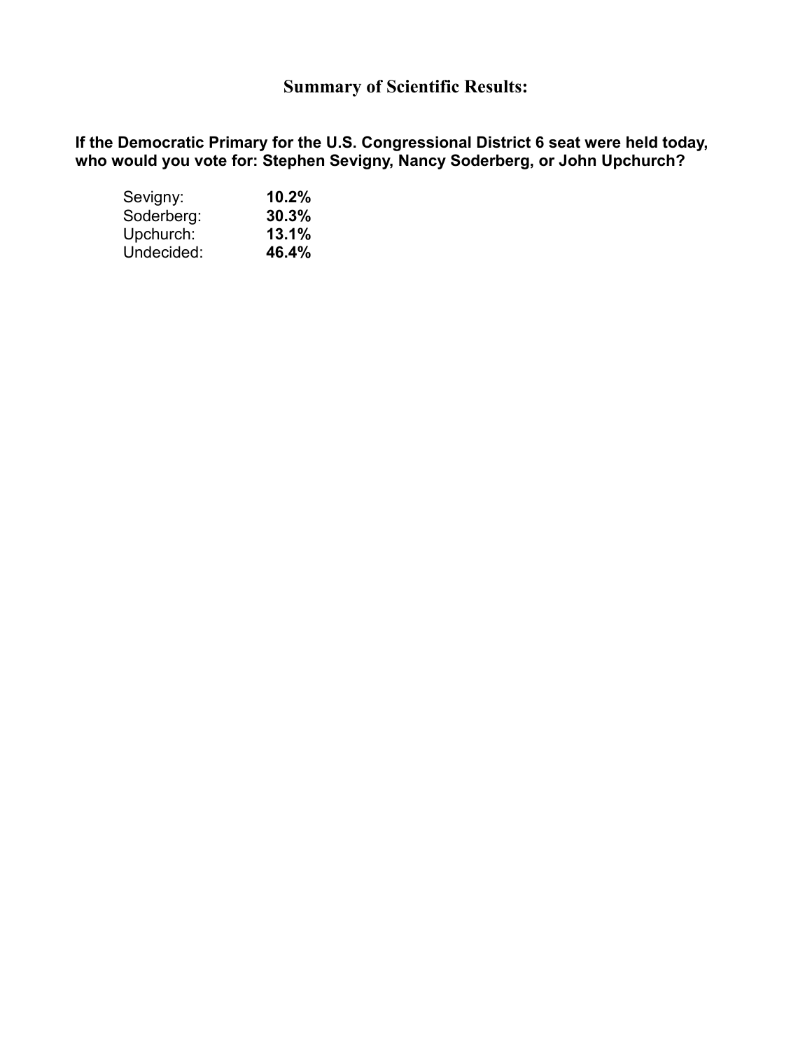# Summary of Scientific Results:

**If the Democratic Primary for the U.S. Congressional District 6 seat were held today, who would you vote for: Stephen Sevigny, Nancy Soderberg, or John Upchurch?**

| | |
|---|---|
| Sevigny: | **10.2%** |
| Soderberg: | **30.3%** |
| Upchurch: | **13.1%** |
| Undecided: | **46.4%** |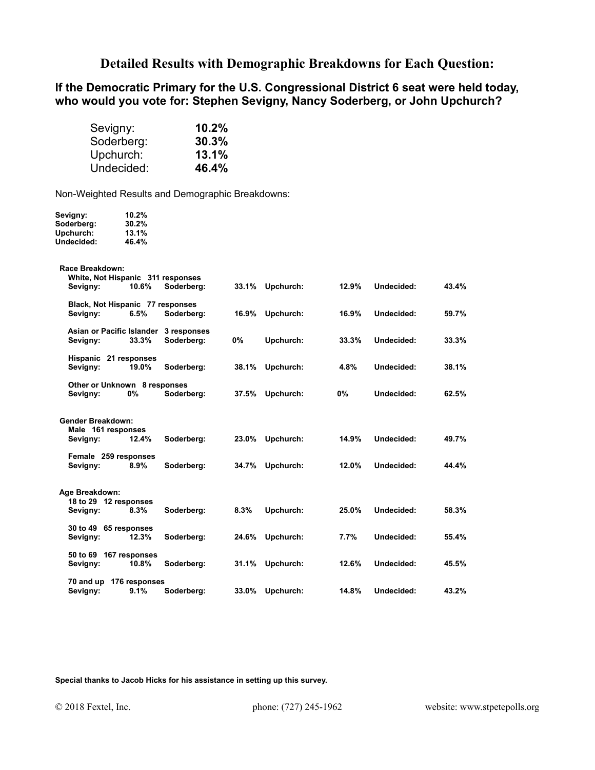# Detailed Results with Demographic Breakdowns for Each Question:

## If the Democratic Primary for the U.S. Congressional District 6 seat were held today, who would you vote for: Stephen Sevigny, Nancy Soderberg, or John Upchurch?

| | |
|---|---|
| Sevigny: | **10.2%** |
| Soderberg: | **30.3%** |
| Upchurch: | **13.1%** |
| Undecided: | **46.4%** |

Non-Weighted Results and Demographic Breakdowns:

| | |
|---|---|
| **Sevigny:** | **10.2%** |
| **Soderberg:** | **30.2%** |
| **Upchurch:** | **13.1%** |
| **Undecided:** | **46.4%** |

**Race Breakdown:**

**White, Not Hispanic 311 responses**

| | | | | | | | |
|---|---|---|---|---|---|---|---|
| **Sevigny:** | **10.6%** | **Soderberg:** | **33.1%** | **Upchurch:** | **12.9%** | **Undecided:** | **43.4%** |

**Black, Not Hispanic 77 responses**

| | | | | | | | |
|---|---|---|---|---|---|---|---|
| **Sevigny:** | **6.5%** | **Soderberg:** | **16.9%** | **Upchurch:** | **16.9%** | **Undecided:** | **59.7%** |

**Asian or Pacific Islander 3 responses**

| | | | | | | | |
|---|---|---|---|---|---|---|---|
| **Sevigny:** | **33.3%** | **Soderberg:** | **0%** | **Upchurch:** | **33.3%** | **Undecided:** | **33.3%** |

**Hispanic 21 responses**

| | | | | | | | |
|---|---|---|---|---|---|---|---|
| **Sevigny:** | **19.0%** | **Soderberg:** | **38.1%** | **Upchurch:** | **4.8%** | **Undecided:** | **38.1%** |

**Other or Unknown 8 responses**

| | | | | | | | |
|---|---|---|---|---|---|---|---|
| **Sevigny:** | **0%** | **Soderberg:** | **37.5%** | **Upchurch:** | **0%** | **Undecided:** | **62.5%** |

**Gender Breakdown:**

**Male 161 responses**

| | | | | | | | |
|---|---|---|---|---|---|---|---|
| **Sevigny:** | **12.4%** | **Soderberg:** | **23.0%** | **Upchurch:** | **14.9%** | **Undecided:** | **49.7%** |

**Female 259 responses**

| | | | | | | | |
|---|---|---|---|---|---|---|---|
| **Sevigny:** | **8.9%** | **Soderberg:** | **34.7%** | **Upchurch:** | **12.0%** | **Undecided:** | **44.4%** |

**Age Breakdown:**

**18 to 29 12 responses**

| | | | | | | | |
|---|---|---|---|---|---|---|---|
| **Sevigny:** | **8.3%** | **Soderberg:** | **8.3%** | **Upchurch:** | **25.0%** | **Undecided:** | **58.3%** |

**30 to 49 65 responses**

| | | | | | | | |
|---|---|---|---|---|---|---|---|
| **Sevigny:** | **12.3%** | **Soderberg:** | **24.6%** | **Upchurch:** | **7.7%** | **Undecided:** | **55.4%** |

**50 to 69 167 responses**

| | | | | | | | |
|---|---|---|---|---|---|---|---|
| **Sevigny:** | **10.8%** | **Soderberg:** | **31.1%** | **Upchurch:** | **12.6%** | **Undecided:** | **45.5%** |

**70 and up 176 responses**

| | | | | | | | |
|---|---|---|---|---|---|---|---|
| **Sevigny:** | **9.1%** | **Soderberg:** | **33.0%** | **Upchurch:** | **14.8%** | **Undecided:** | **43.2%** |

**Special thanks to Jacob Hicks for his assistance in setting up this survey.**

© 2018 Fextel, Inc. phone: (727) 245-1962 website: www.stpetepolls.org